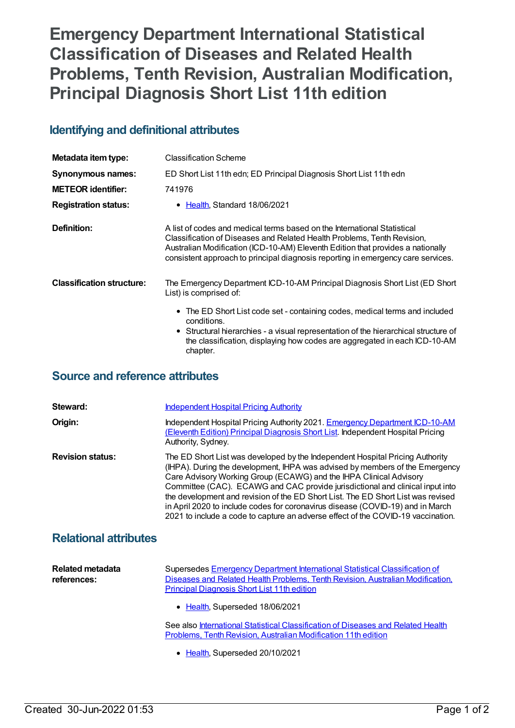# Emergency Department International Statistical Classification of Diseases and Related Health Problems, Tenth Revision, Australian Modification, Principal Diagnosis Short List 11th edition

## Identifying and definitional attributes

| | |
|---|---|
| **Metadata item type:** | Classification Scheme |
| **Synonymous names:** | ED Short List 11th edn; ED Principal Diagnosis Short List 11th edn |
| **METEOR identifier:** | 741976 |
| **Registration status:** | • Health, Standard 18/06/2021 |
| **Definition:** | A list of codes and medical terms based on the International Statistical Classification of Diseases and Related Health Problems, Tenth Revision, Australian Modification (ICD-10-AM) Eleventh Edition that provides a nationally consistent approach to principal diagnosis reporting in emergency care services. |
| **Classification structure:** | The Emergency Department ICD-10-AM Principal Diagnosis Short List (ED Short List) is comprised of:<br>• The ED Short List code set - containing codes, medical terms and included conditions.<br>• Structural hierarchies - a visual representation of the hierarchical structure of the classification, displaying how codes are aggregated in each ICD-10-AM chapter. |

## Source and reference attributes

| | |
|---|---|
| **Steward:** | Independent Hospital Pricing Authority |
| **Origin:** | Independent Hospital Pricing Authority 2021. Emergency Department ICD-10-AM (Eleventh Edition) Principal Diagnosis Short List. Independent Hospital Pricing Authority, Sydney. |
| **Revision status:** | The ED Short List was developed by the Independent Hospital Pricing Authority (IHPA). During the development, IHPA was advised by members of the Emergency Care Advisory Working Group (ECAWG) and the IHPA Clinical Advisory Committee (CAC). ECAWG and CAC provide jurisdictional and clinical input into the development and revision of the ED Short List. The ED Short List was revised in April 2020 to include codes for coronavirus disease (COVID-19) and in March 2021 to include a code to capture an adverse effect of the COVID-19 vaccination. |

## Relational attributes

| | |
|---|---|
| **Related metadata references:** | Supersedes Emergency Department International Statistical Classification of Diseases and Related Health Problems, Tenth Revision, Australian Modification, Principal Diagnosis Short List 11th edition<br>• Health, Superseded 18/06/2021<br><br>See also International Statistical Classification of Diseases and Related Health Problems, Tenth Revision, Australian Modification 11th edition<br>• Health, Superseded 20/10/2021 |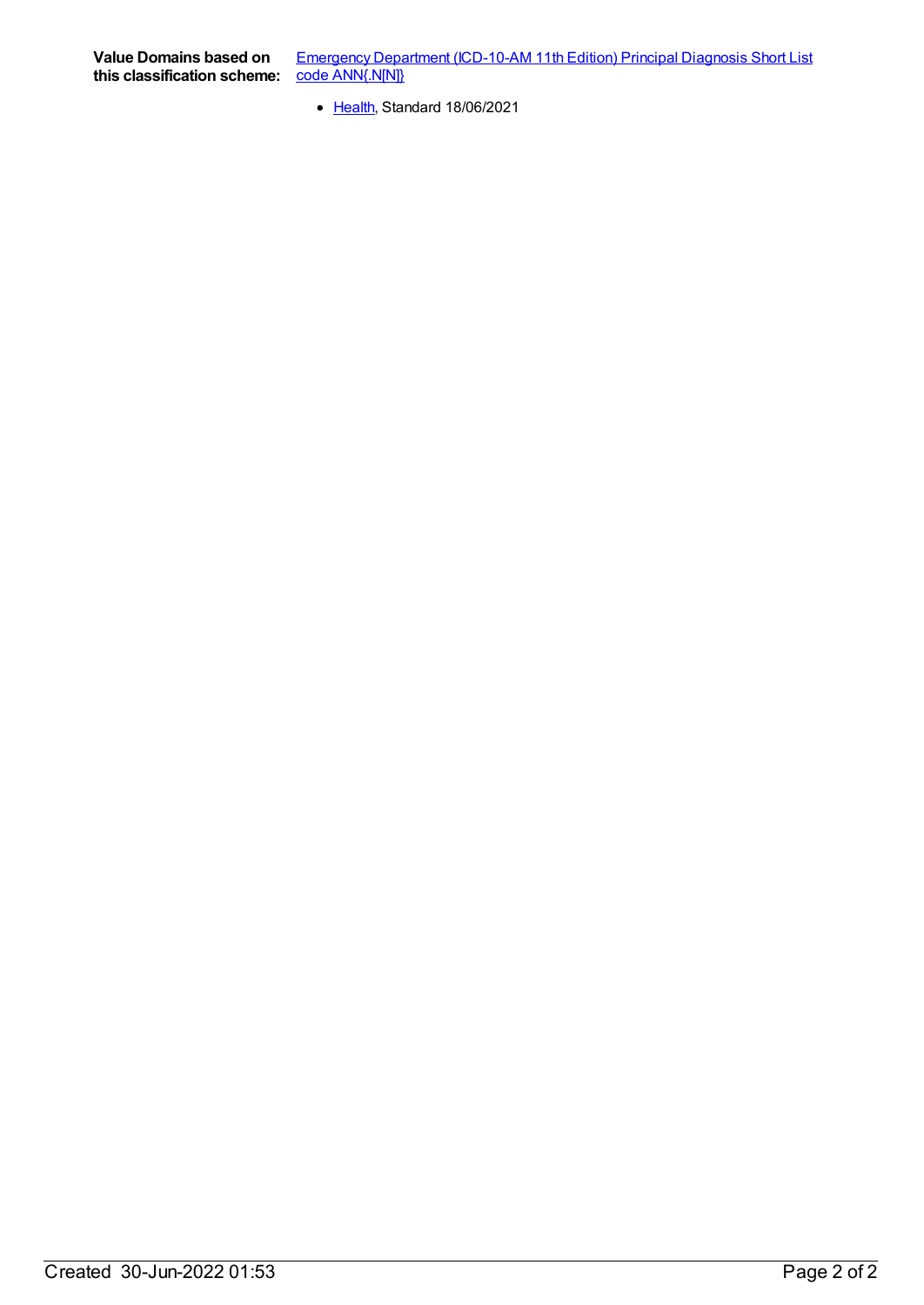**Value Domains based on this classification scheme:** Emergency Department (ICD-10-AM 11th Edition) Principal Diagnosis Short List code ANN{.N[N]}

- Health, Standard 18/06/2021